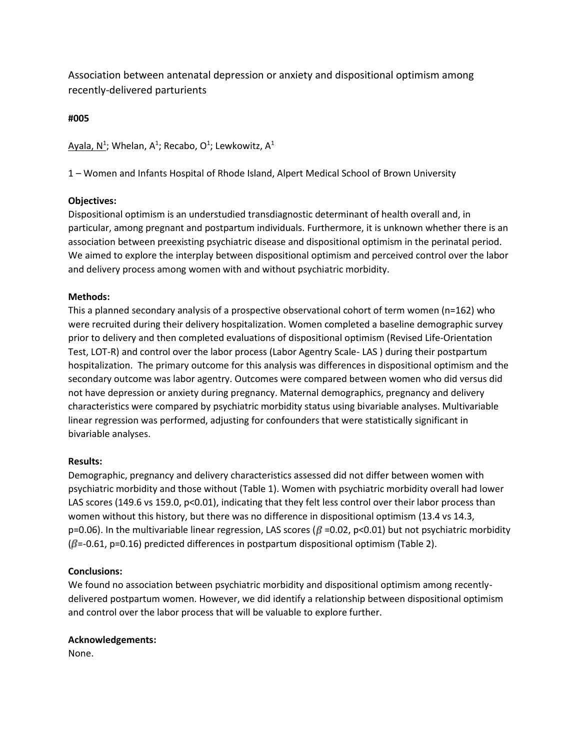# Association between antenatal depression or anxiety and dispositional optimism among recently-delivered parturients

**#005**

Ayala, N[1]; Whelan, A[1]; Recabo, O[1]; Lewkowitz, A[1]

1 – Women and Infants Hospital of Rhode Island, Alpert Medical School of Brown University

**Objectives:**

Dispositional optimism is an understudied transdiagnostic determinant of health overall and, in particular, among pregnant and postpartum individuals. Furthermore, it is unknown whether there is an association between preexisting psychiatric disease and dispositional optimism in the perinatal period. We aimed to explore the interplay between dispositional optimism and perceived control over the labor and delivery process among women with and without psychiatric morbidity.

**Methods:**

This a planned secondary analysis of a prospective observational cohort of term women (n=162) who were recruited during their delivery hospitalization. Women completed a baseline demographic survey prior to delivery and then completed evaluations of dispositional optimism (Revised Life-Orientation Test, LOT-R) and control over the labor process (Labor Agentry Scale- LAS ) during their postpartum hospitalization. The primary outcome for this analysis was differences in dispositional optimism and the secondary outcome was labor agentry. Outcomes were compared between women who did versus did not have depression or anxiety during pregnancy. Maternal demographics, pregnancy and delivery characteristics were compared by psychiatric morbidity status using bivariable analyses. Multivariable linear regression was performed, adjusting for confounders that were statistically significant in bivariable analyses.

**Results:**

Demographic, pregnancy and delivery characteristics assessed did not differ between women with psychiatric morbidity and those without (Table 1). Women with psychiatric morbidity overall had lower LAS scores (149.6 vs 159.0, $p<0.01$), indicating that they felt less control over their labor process than women without this history, but there was no difference in dispositional optimism (13.4 vs 14.3, $p=0.06$). In the multivariable linear regression, LAS scores ($\beta=0.02$, $p<0.01$) but not psychiatric morbidity ($\beta=-0.61$, $p=0.16$) predicted differences in postpartum dispositional optimism (Table 2).

**Conclusions:**

We found no association between psychiatric morbidity and dispositional optimism among recently-delivered postpartum women. However, we did identify a relationship between dispositional optimism and control over the labor process that will be valuable to explore further.

**Acknowledgements:**

None.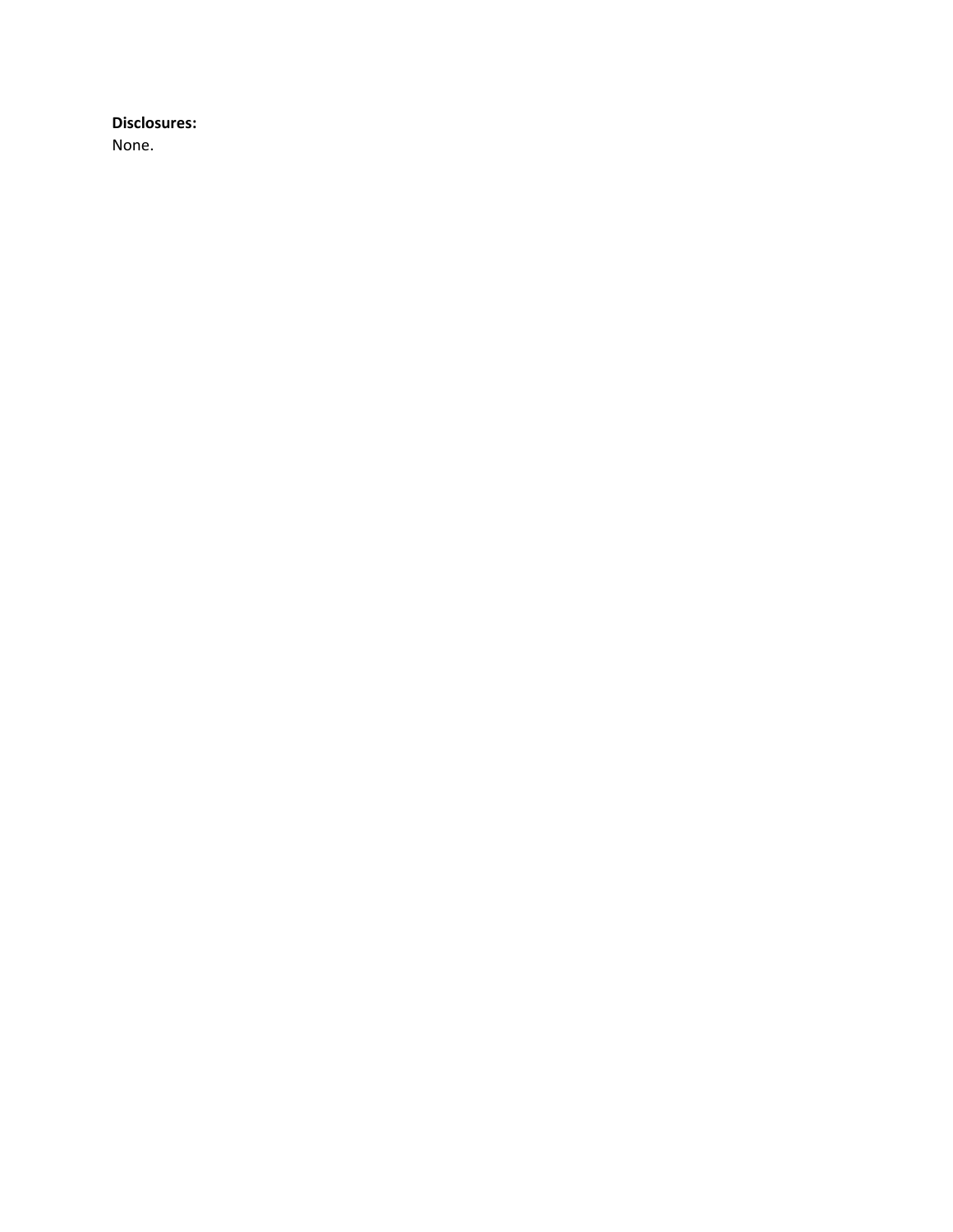**Disclosures:**
None.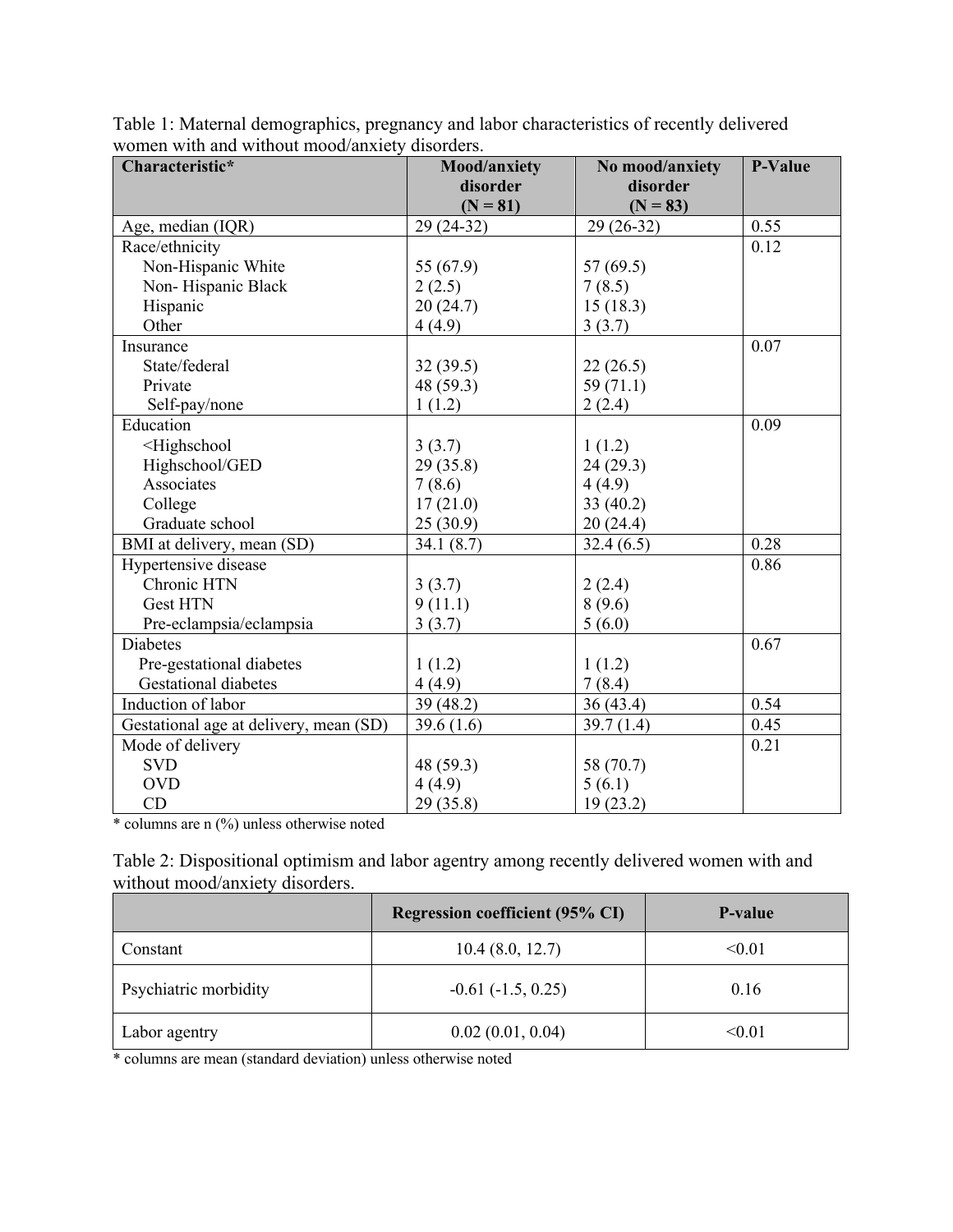Table 1: Maternal demographics, pregnancy and labor characteristics of recently delivered women with and without mood/anxiety disorders.

| Characteristic* | Mood/anxiety disorder (N = 81) | No mood/anxiety disorder (N = 83) | P-Value |
|---|---|---|---|
| Age, median (IQR) | 29 (24-32) | 29 (26-32) | 0.55 |
| Race/ethnicity | | | 0.12 |
| Non-Hispanic White | 55 (67.9) | 57 (69.5) | |
| Non- Hispanic Black | 2 (2.5) | 7 (8.5) | |
| Hispanic | 20 (24.7) | 15 (18.3) | |
| Other | 4 (4.9) | 3 (3.7) | |
| Insurance | | | 0.07 |
| State/federal | 32 (39.5) | 22 (26.5) | |
| Private | 48 (59.3) | 59 (71.1) | |
| Self-pay/none | 1 (1.2) | 2 (2.4) | |
| Education | | | 0.09 |
| <Highschool | 3 (3.7) | 1 (1.2) | |
| Highschool/GED | 29 (35.8) | 24 (29.3) | |
| Associates | 7 (8.6) | 4 (4.9) | |
| College | 17 (21.0) | 33 (40.2) | |
| Graduate school | 25 (30.9) | 20 (24.4) | |
| BMI at delivery, mean (SD) | 34.1 (8.7) | 32.4 (6.5) | 0.28 |
| Hypertensive disease | | | 0.86 |
| Chronic HTN | 3 (3.7) | 2 (2.4) | |
| Gest HTN | 9 (11.1) | 8 (9.6) | |
| Pre-eclampsia/eclampsia | 3 (3.7) | 5 (6.0) | |
| Diabetes | | | 0.67 |
| Pre-gestational diabetes | 1 (1.2) | 1 (1.2) | |
| Gestational diabetes | 4 (4.9) | 7 (8.4) | |
| Induction of labor | 39 (48.2) | 36 (43.4) | 0.54 |
| Gestational age at delivery, mean (SD) | 39.6 (1.6) | 39.7 (1.4) | 0.45 |
| Mode of delivery | | | 0.21 |
| SVD | 48 (59.3) | 58 (70.7) | |
| OVD | 4 (4.9) | 5 (6.1) | |
| CD | 29 (35.8) | 19 (23.2) | |

* columns are n (%) unless otherwise noted

Table 2: Dispositional optimism and labor agentry among recently delivered women with and without mood/anxiety disorders.

| | Regression coefficient (95% CI) | P-value |
|---|---|---|
| Constant | 10.4 (8.0, 12.7) | <0.01 |
| Psychiatric morbidity | -0.61 (-1.5, 0.25) | 0.16 |
| Labor agentry | 0.02 (0.01, 0.04) | <0.01 |

* columns are mean (standard deviation) unless otherwise noted